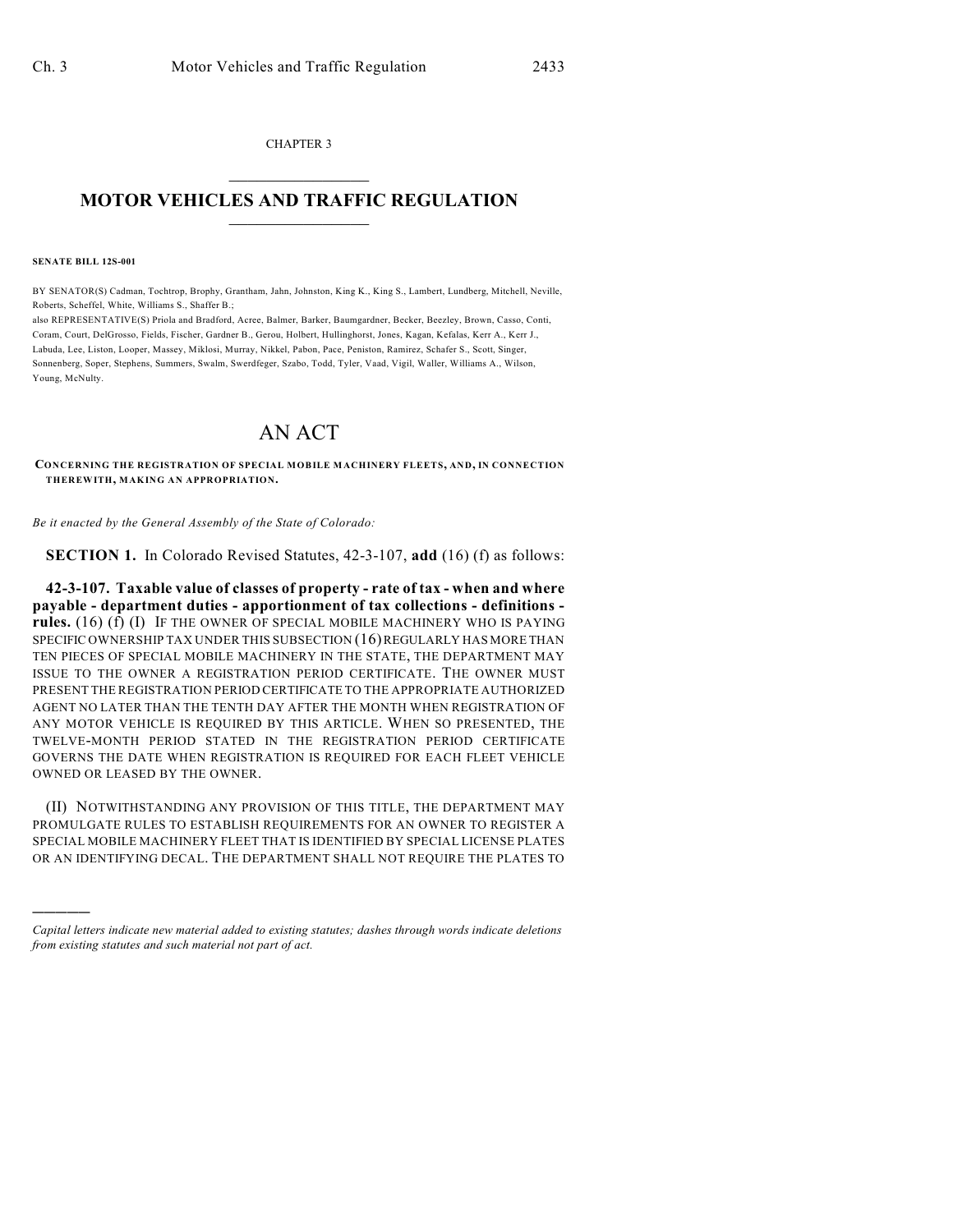CHAPTER 3

# MOTOR VEHICLES AND TRAFFIC REGULATION

**SENATE BILL 12S-001**

BY SENATOR(S) Cadman, Tochtrop, Brophy, Grantham, Jahn, Johnston, King K., King S., Lambert, Lundberg, Mitchell, Neville, Roberts, Scheffel, White, Williams S., Shaffer B.;

also REPRESENTATIVE(S) Priola and Bradford, Acree, Balmer, Barker, Baumgardner, Becker, Beezley, Brown, Casso, Conti, Coram, Court, DelGrosso, Fields, Fischer, Gardner B., Gerou, Holbert, Hullinghorst, Jones, Kagan, Kefalas, Kerr A., Kerr J., Labuda, Lee, Liston, Looper, Massey, Miklosi, Murray, Nikkel, Pabon, Pace, Peniston, Ramirez, Schafer S., Scott, Singer, Sonnenberg, Soper, Stephens, Summers, Swalm, Swerdfeger, Szabo, Todd, Tyler, Vaad, Vigil, Waller, Williams A., Wilson, Young, McNulty.

# AN ACT

**CONCERNING THE REGISTRATION OF SPECIAL MOBILE MACHINERY FLEETS, AND, IN CONNECTION THEREWITH, MAKING AN APPROPRIATION.**

*Be it enacted by the General Assembly of the State of Colorado:*

**SECTION 1.** In Colorado Revised Statutes, 42-3-107, **add** (16) (f) as follows:

**42-3-107. Taxable value of classes of property - rate of tax - when and where payable - department duties - apportionment of tax collections - definitions - rules.** (16) (f) (I) IF THE OWNER OF SPECIAL MOBILE MACHINERY WHO IS PAYING SPECIFIC OWNERSHIP TAX UNDER THIS SUBSECTION (16) REGULARLY HAS MORE THAN TEN PIECES OF SPECIAL MOBILE MACHINERY IN THE STATE, THE DEPARTMENT MAY ISSUE TO THE OWNER A REGISTRATION PERIOD CERTIFICATE. THE OWNER MUST PRESENT THE REGISTRATION PERIOD CERTIFICATE TO THE APPROPRIATE AUTHORIZED AGENT NO LATER THAN THE TENTH DAY AFTER THE MONTH WHEN REGISTRATION OF ANY MOTOR VEHICLE IS REQUIRED BY THIS ARTICLE. WHEN SO PRESENTED, THE TWELVE-MONTH PERIOD STATED IN THE REGISTRATION PERIOD CERTIFICATE GOVERNS THE DATE WHEN REGISTRATION IS REQUIRED FOR EACH FLEET VEHICLE OWNED OR LEASED BY THE OWNER.

(II) NOTWITHSTANDING ANY PROVISION OF THIS TITLE, THE DEPARTMENT MAY PROMULGATE RULES TO ESTABLISH REQUIREMENTS FOR AN OWNER TO REGISTER A SPECIAL MOBILE MACHINERY FLEET THAT IS IDENTIFIED BY SPECIAL LICENSE PLATES OR AN IDENTIFYING DECAL. THE DEPARTMENT SHALL NOT REQUIRE THE PLATES TO

---

*Capital letters indicate new material added to existing statutes; dashes through words indicate deletions from existing statutes and such material not part of act.*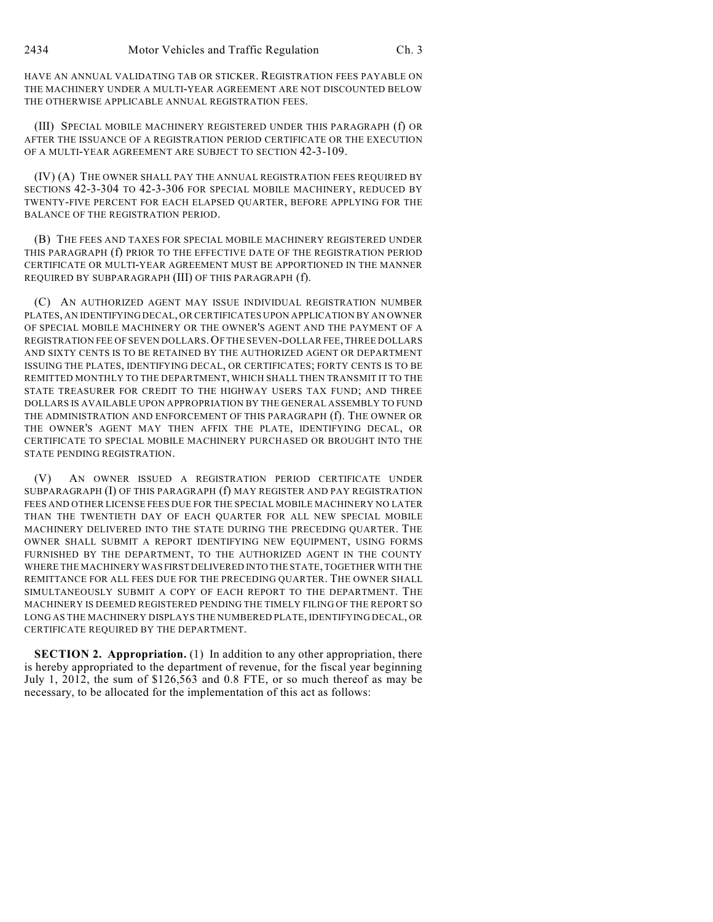HAVE AN ANNUAL VALIDATING TAB OR STICKER. REGISTRATION FEES PAYABLE ON THE MACHINERY UNDER A MULTI-YEAR AGREEMENT ARE NOT DISCOUNTED BELOW THE OTHERWISE APPLICABLE ANNUAL REGISTRATION FEES.

(III) SPECIAL MOBILE MACHINERY REGISTERED UNDER THIS PARAGRAPH (f) OR AFTER THE ISSUANCE OF A REGISTRATION PERIOD CERTIFICATE OR THE EXECUTION OF A MULTI-YEAR AGREEMENT ARE SUBJECT TO SECTION 42-3-109.

(IV) (A) THE OWNER SHALL PAY THE ANNUAL REGISTRATION FEES REQUIRED BY SECTIONS 42-3-304 TO 42-3-306 FOR SPECIAL MOBILE MACHINERY, REDUCED BY TWENTY-FIVE PERCENT FOR EACH ELAPSED QUARTER, BEFORE APPLYING FOR THE BALANCE OF THE REGISTRATION PERIOD.

(B) THE FEES AND TAXES FOR SPECIAL MOBILE MACHINERY REGISTERED UNDER THIS PARAGRAPH (f) PRIOR TO THE EFFECTIVE DATE OF THE REGISTRATION PERIOD CERTIFICATE OR MULTI-YEAR AGREEMENT MUST BE APPORTIONED IN THE MANNER REQUIRED BY SUBPARAGRAPH (III) OF THIS PARAGRAPH (f).

(C) AN AUTHORIZED AGENT MAY ISSUE INDIVIDUAL REGISTRATION NUMBER PLATES, AN IDENTIFYING DECAL, OR CERTIFICATES UPON APPLICATION BY AN OWNER OF SPECIAL MOBILE MACHINERY OR THE OWNER'S AGENT AND THE PAYMENT OF A REGISTRATION FEE OF SEVEN DOLLARS. OF THE SEVEN-DOLLAR FEE, THREE DOLLARS AND SIXTY CENTS IS TO BE RETAINED BY THE AUTHORIZED AGENT OR DEPARTMENT ISSUING THE PLATES, IDENTIFYING DECAL, OR CERTIFICATES; FORTY CENTS IS TO BE REMITTED MONTHLY TO THE DEPARTMENT, WHICH SHALL THEN TRANSMIT IT TO THE STATE TREASURER FOR CREDIT TO THE HIGHWAY USERS TAX FUND; AND THREE DOLLARS IS AVAILABLE UPON APPROPRIATION BY THE GENERAL ASSEMBLY TO FUND THE ADMINISTRATION AND ENFORCEMENT OF THIS PARAGRAPH (f). THE OWNER OR THE OWNER'S AGENT MAY THEN AFFIX THE PLATE, IDENTIFYING DECAL, OR CERTIFICATE TO SPECIAL MOBILE MACHINERY PURCHASED OR BROUGHT INTO THE STATE PENDING REGISTRATION.

(V) AN OWNER ISSUED A REGISTRATION PERIOD CERTIFICATE UNDER SUBPARAGRAPH (I) OF THIS PARAGRAPH (f) MAY REGISTER AND PAY REGISTRATION FEES AND OTHER LICENSE FEES DUE FOR THE SPECIAL MOBILE MACHINERY NO LATER THAN THE TWENTIETH DAY OF EACH QUARTER FOR ALL NEW SPECIAL MOBILE MACHINERY DELIVERED INTO THE STATE DURING THE PRECEDING QUARTER. THE OWNER SHALL SUBMIT A REPORT IDENTIFYING NEW EQUIPMENT, USING FORMS FURNISHED BY THE DEPARTMENT, TO THE AUTHORIZED AGENT IN THE COUNTY WHERE THE MACHINERY WAS FIRST DELIVERED INTO THE STATE, TOGETHER WITH THE REMITTANCE FOR ALL FEES DUE FOR THE PRECEDING QUARTER. THE OWNER SHALL SIMULTANEOUSLY SUBMIT A COPY OF EACH REPORT TO THE DEPARTMENT. THE MACHINERY IS DEEMED REGISTERED PENDING THE TIMELY FILING OF THE REPORT SO LONG AS THE MACHINERY DISPLAYS THE NUMBERED PLATE, IDENTIFYING DECAL, OR CERTIFICATE REQUIRED BY THE DEPARTMENT.

**SECTION 2. Appropriation.** (1) In addition to any other appropriation, there is hereby appropriated to the department of revenue, for the fiscal year beginning July 1, 2012, the sum of $126,563 and 0.8 FTE, or so much thereof as may be necessary, to be allocated for the implementation of this act as follows: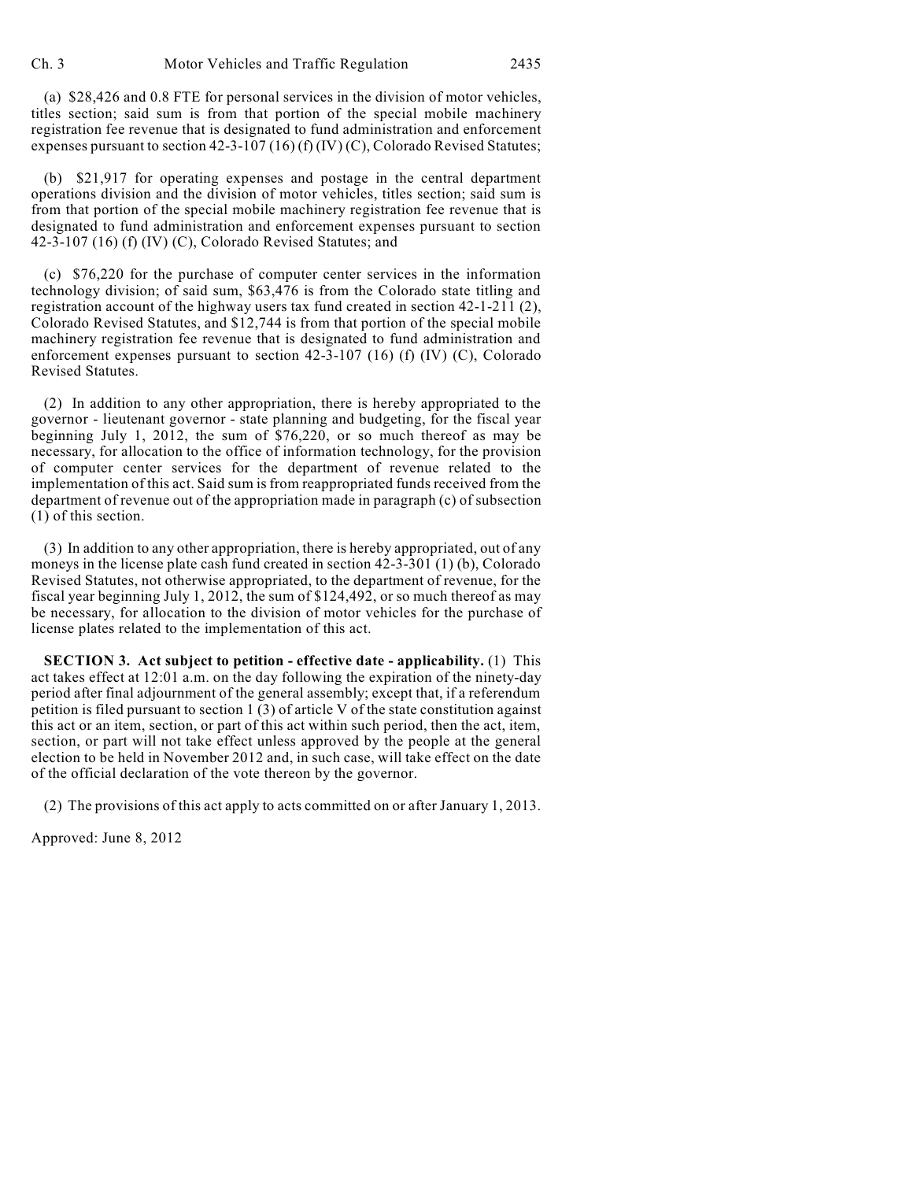(a) $28,426 and 0.8 FTE for personal services in the division of motor vehicles, titles section; said sum is from that portion of the special mobile machinery registration fee revenue that is designated to fund administration and enforcement expenses pursuant to section 42-3-107 (16) (f) (IV) (C), Colorado Revised Statutes;

(b) $21,917 for operating expenses and postage in the central department operations division and the division of motor vehicles, titles section; said sum is from that portion of the special mobile machinery registration fee revenue that is designated to fund administration and enforcement expenses pursuant to section 42-3-107 (16) (f) (IV) (C), Colorado Revised Statutes; and

(c) $76,220 for the purchase of computer center services in the information technology division; of said sum, $63,476 is from the Colorado state titling and registration account of the highway users tax fund created in section 42-1-211 (2), Colorado Revised Statutes, and $12,744 is from that portion of the special mobile machinery registration fee revenue that is designated to fund administration and enforcement expenses pursuant to section 42-3-107 (16) (f) (IV) (C), Colorado Revised Statutes.

(2) In addition to any other appropriation, there is hereby appropriated to the governor - lieutenant governor - state planning and budgeting, for the fiscal year beginning July 1, 2012, the sum of $76,220, or so much thereof as may be necessary, for allocation to the office of information technology, for the provision of computer center services for the department of revenue related to the implementation of this act. Said sum is from reappropriated funds received from the department of revenue out of the appropriation made in paragraph (c) of subsection (1) of this section.

(3) In addition to any other appropriation, there is hereby appropriated, out of any moneys in the license plate cash fund created in section 42-3-301 (1) (b), Colorado Revised Statutes, not otherwise appropriated, to the department of revenue, for the fiscal year beginning July 1, 2012, the sum of $124,492, or so much thereof as may be necessary, for allocation to the division of motor vehicles for the purchase of license plates related to the implementation of this act.

**SECTION 3. Act subject to petition - effective date - applicability.** (1) This act takes effect at 12:01 a.m. on the day following the expiration of the ninety-day period after final adjournment of the general assembly; except that, if a referendum petition is filed pursuant to section 1 (3) of article V of the state constitution against this act or an item, section, or part of this act within such period, then the act, item, section, or part will not take effect unless approved by the people at the general election to be held in November 2012 and, in such case, will take effect on the date of the official declaration of the vote thereon by the governor.

(2) The provisions of this act apply to acts committed on or after January 1, 2013.

Approved: June 8, 2012